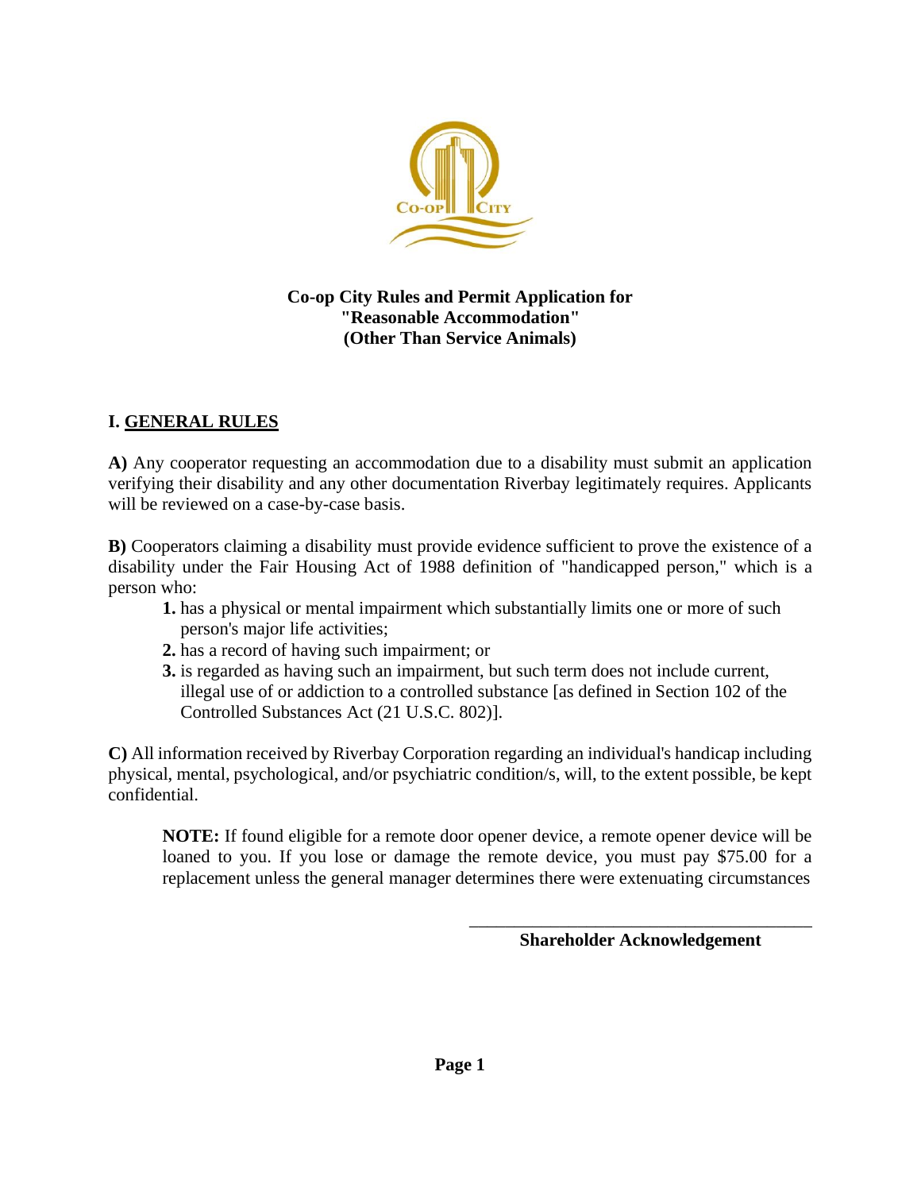**Co-op City Rules and Permit Application for "Reasonable Accommodation" (Other Than Service Animals)**

## I. GENERAL RULES

**A)** Any cooperator requesting an accommodation due to a disability must submit an application verifying their disability and any other documentation Riverbay legitimately requires. Applicants will be reviewed on a case-by-case basis.

**B)** Cooperators claiming a disability must provide evidence sufficient to prove the existence of a disability under the Fair Housing Act of 1988 definition of "handicapped person," which is a person who:

1. has a physical or mental impairment which substantially limits one or more of such person's major life activities;
2. has a record of having such impairment; or
3. is regarded as having such an impairment, but such term does not include current, illegal use of or addiction to a controlled substance [as defined in Section 102 of the Controlled Substances Act (21 U.S.C. 802)].

**C)** All information received by Riverbay Corporation regarding an individual's handicap including physical, mental, psychological, and/or psychiatric condition/s, will, to the extent possible, be kept confidential.

> **NOTE:** If found eligible for a remote door opener device, a remote opener device will be loaned to you. If you lose or damage the remote device, you must pay $75.00 for a replacement unless the general manager determines there were extenuating circumstances

______________________________
**Shareholder Acknowledgement**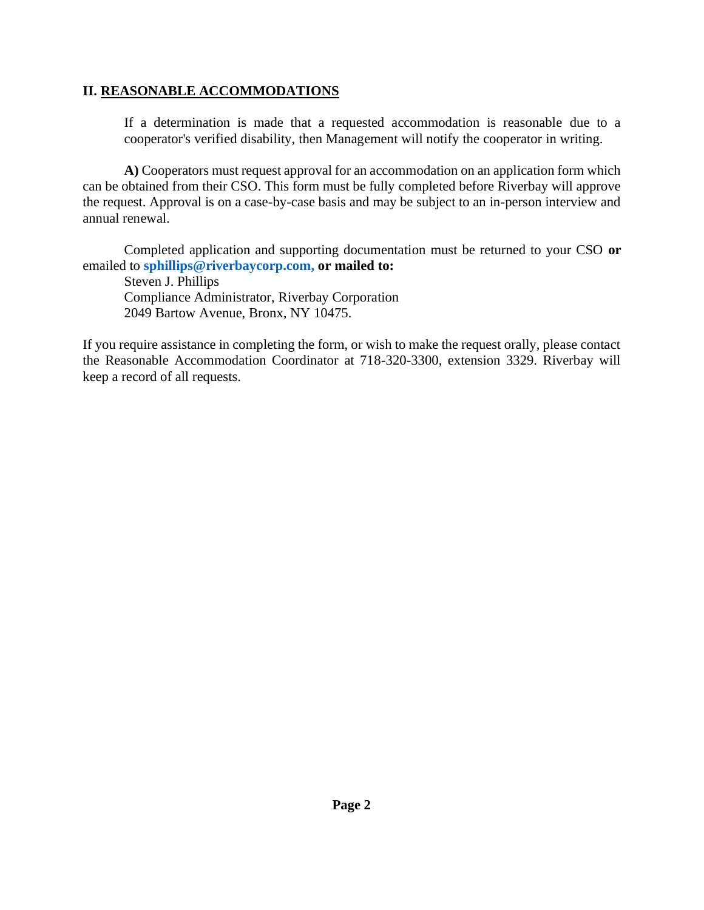## II. REASONABLE ACCOMMODATIONS

If a determination is made that a requested accommodation is reasonable due to a cooperator's verified disability, then Management will notify the cooperator in writing.

**A)** Cooperators must request approval for an accommodation on an application form which can be obtained from their CSO. This form must be fully completed before Riverbay will approve the request. Approval is on a case-by-case basis and may be subject to an in-person interview and annual renewal.

Completed application and supporting documentation must be returned to your CSO **or** emailed to **sphillips@riverbaycorp.com, or mailed to:**

Steven J. Phillips
Compliance Administrator, Riverbay Corporation
2049 Bartow Avenue, Bronx, NY 10475.

If you require assistance in completing the form, or wish to make the request orally, please contact the Reasonable Accommodation Coordinator at 718-320-3300, extension 3329. Riverbay will keep a record of all requests.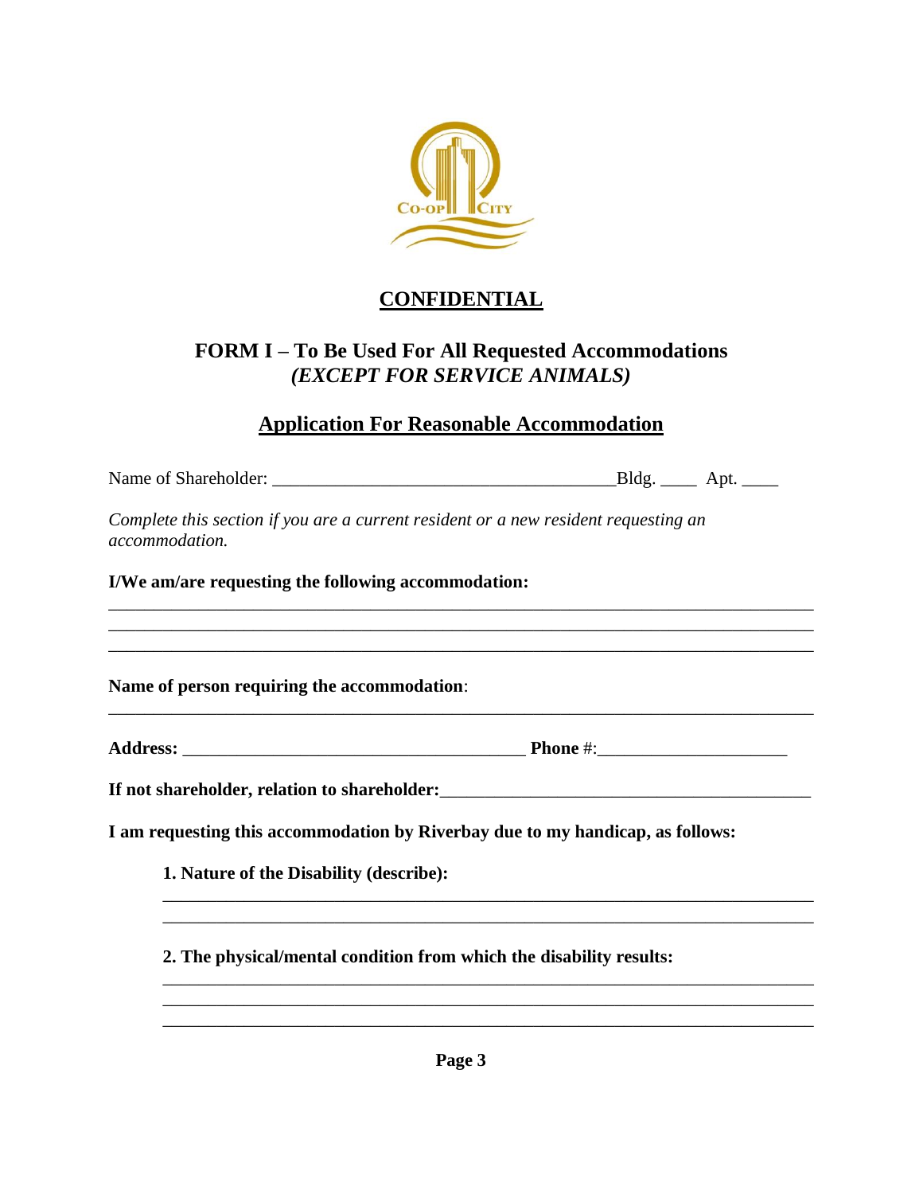**CONFIDENTIAL**

# FORM I – To Be Used For All Requested Accommodations *(EXCEPT FOR SERVICE ANIMALS)*

## Application For Reasonable Accommodation

Name of Shareholder: ______________________________________Bldg. ____ Apt. ____

*Complete this section if you are a current resident or a new resident requesting an accommodation.*

**I/We am/are requesting the following accommodation:**

_______________________________________________________________________________
_______________________________________________________________________________
_______________________________________________________________________________

**Name of person requiring the accommodation**:

_______________________________________________________________________________

**Address:** ______________________________________ **Phone** #:_____________________

**If not shareholder, relation to shareholder:**_________________________________________

**I am requesting this accommodation by Riverbay due to my handicap, as follows:**

**1. Nature of the Disability (describe):**

_________________________________________________________________________
_________________________________________________________________________

**2. The physical/mental condition from which the disability results:**

_________________________________________________________________________
_________________________________________________________________________
_________________________________________________________________________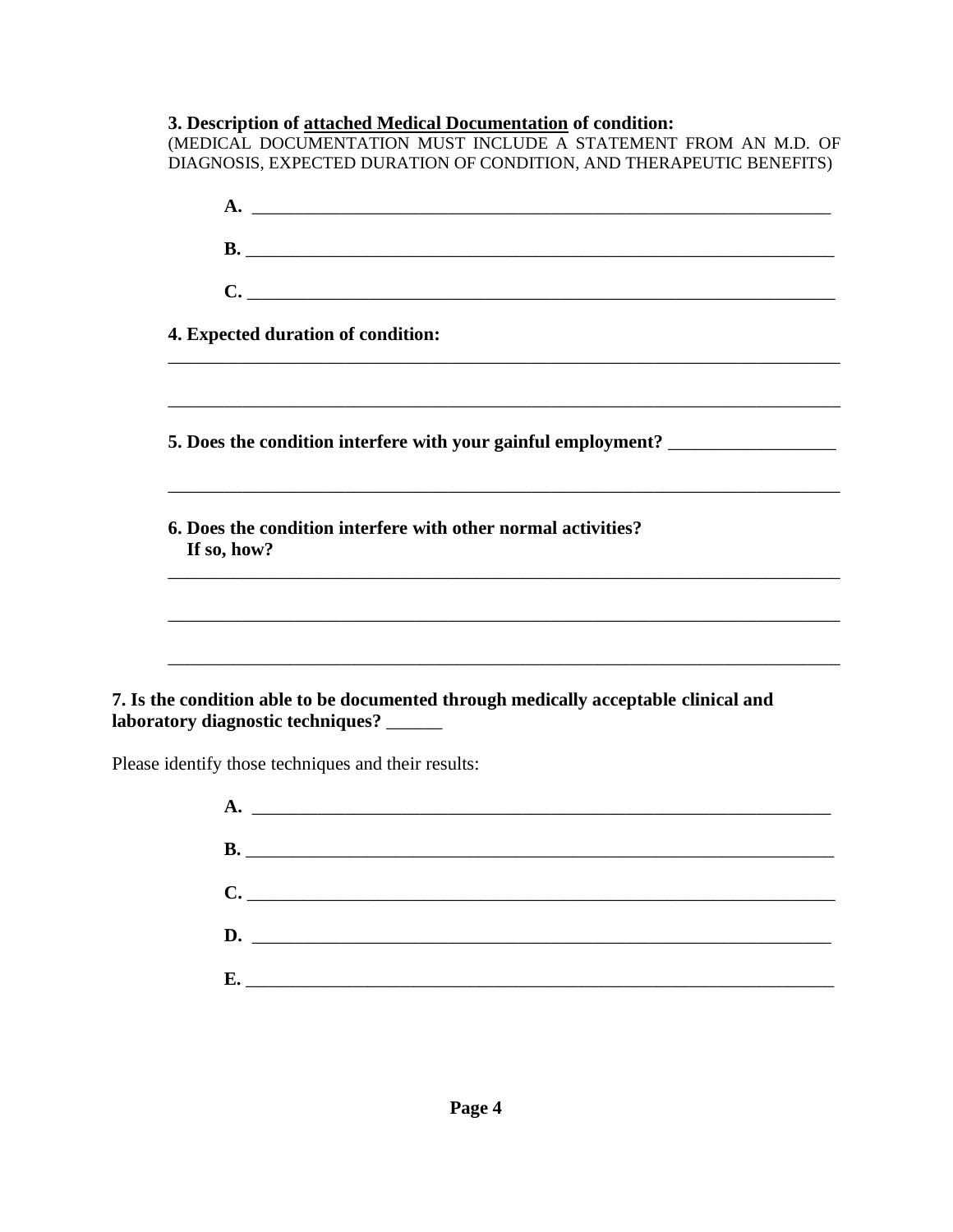**3. Description of attached Medical Documentation of condition:**
(MEDICAL DOCUMENTATION MUST INCLUDE A STATEMENT FROM AN M.D. OF DIAGNOSIS, EXPECTED DURATION OF CONDITION, AND THERAPEUTIC BENEFITS)

**A.** ____________________________________________________________

**B.** ____________________________________________________________

**C.** ____________________________________________________________

**4. Expected duration of condition:**

____________________________________________________________

____________________________________________________________

**5. Does the condition interfere with your gainful employment?** ________________

____________________________________________________________

**6. Does the condition interfere with other normal activities? If so, how?**

____________________________________________________________

____________________________________________________________

____________________________________________________________

**7. Is the condition able to be documented through medically acceptable clinical and laboratory diagnostic techniques?** ______

Please identify those techniques and their results:

**A.** ____________________________________________________________

**B.** ____________________________________________________________

**C.** ____________________________________________________________

**D.** ____________________________________________________________

**E.** ____________________________________________________________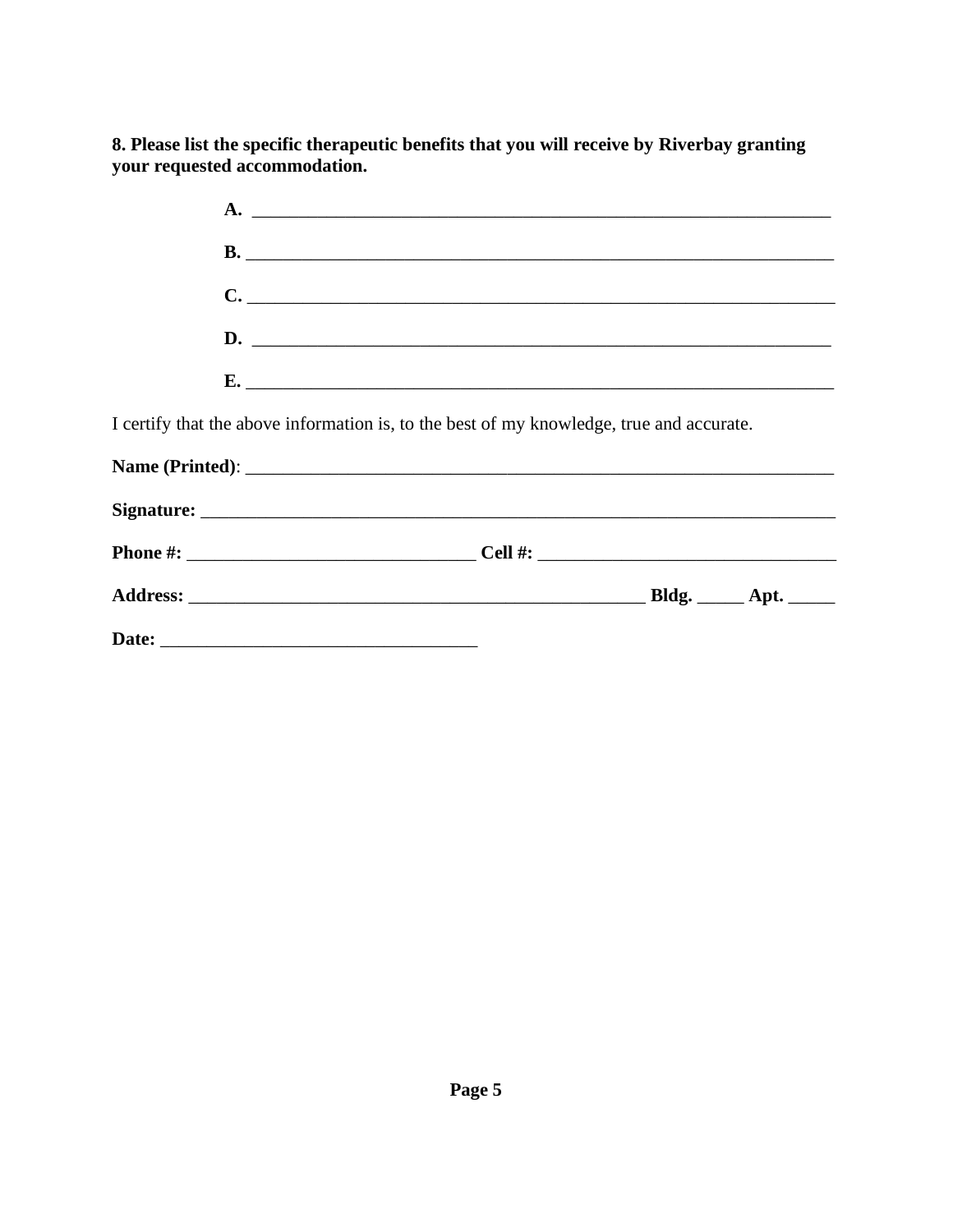**8. Please list the specific therapeutic benefits that you will receive by Riverbay granting your requested accommodation.**

**A.** ________________________________________________________________

**B.** ________________________________________________________________

**C.** ________________________________________________________________

**D.** ________________________________________________________________

**E.** ________________________________________________________________

I certify that the above information is, to the best of my knowledge, true and accurate.

**Name (Printed)**: ________________________________________________________________

**Signature:** ________________________________________________________________

**Phone #:** ______________________________ **Cell #:** ______________________________

**Address:** ____________________________________________ **Bldg.** _____ **Apt.** _____

**Date:** ________________________________